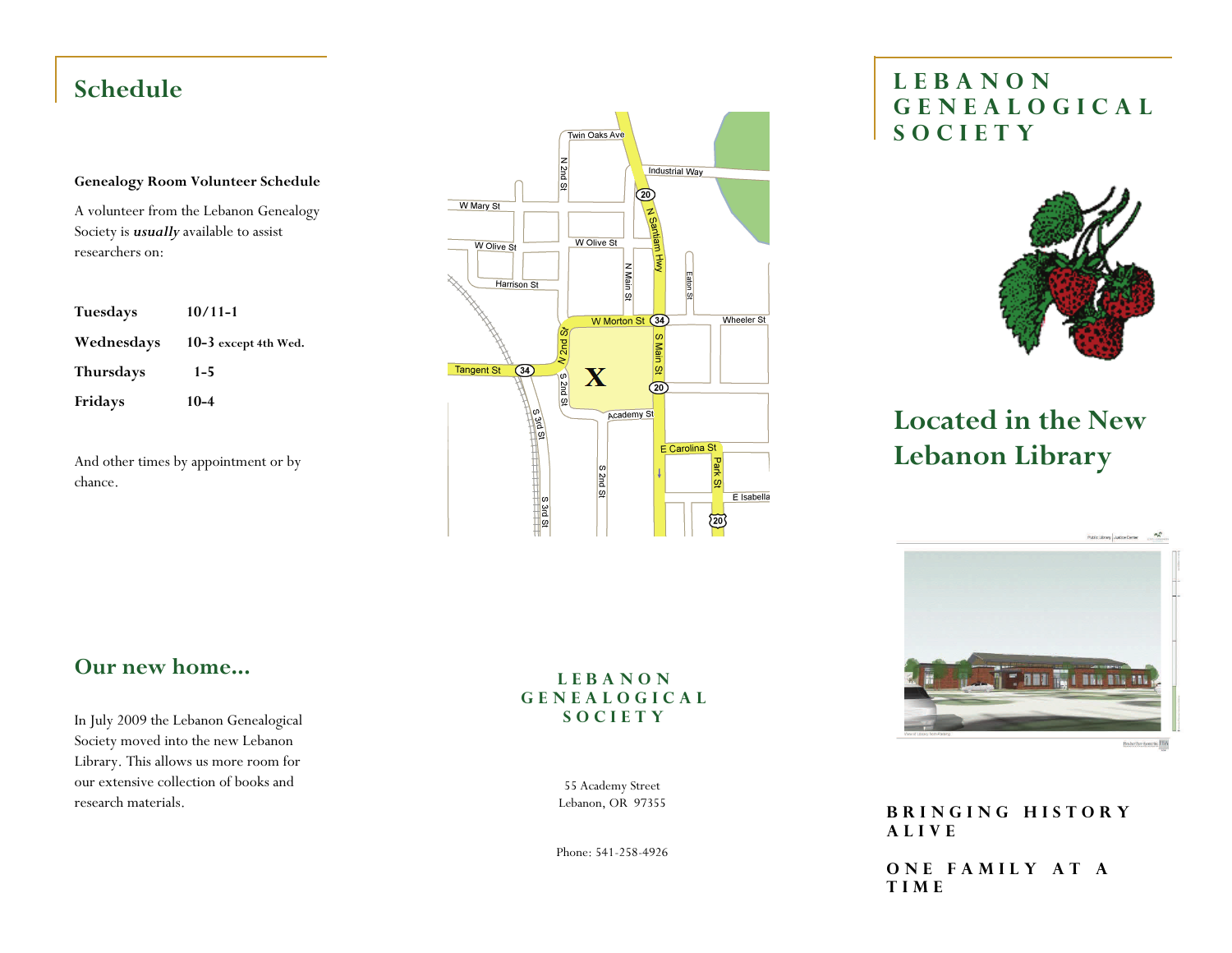## Schedule

**Genealogy Room Volunteer Schedule**

A volunteer from the Lebanon Genealogy Society is ***usually*** available to assist researchers on:

| | |
|---|---|
| **Tuesdays** | **10/11-1** |
| **Wednesdays** | **10-3** **except 4th Wed.** |
| **Thursdays** | **1-5** |
| **Fridays** | **10-4** |

And other times by appointment or by chance.

## Our new home...

In July 2009 the Lebanon Genealogical Society moved into the new Lebanon Library. This allows us more room for our extensive collection of books and research materials.

**LEBANON GENEALOGICAL SOCIETY**

55 Academy Street
Lebanon, OR 97355

Phone: 541-258-4926

# LEBANON GENEALOGICAL SOCIETY

## Located in the New Lebanon Library

**BRINGING HISTORY ALIVE**

**ONE FAMILY AT A TIME**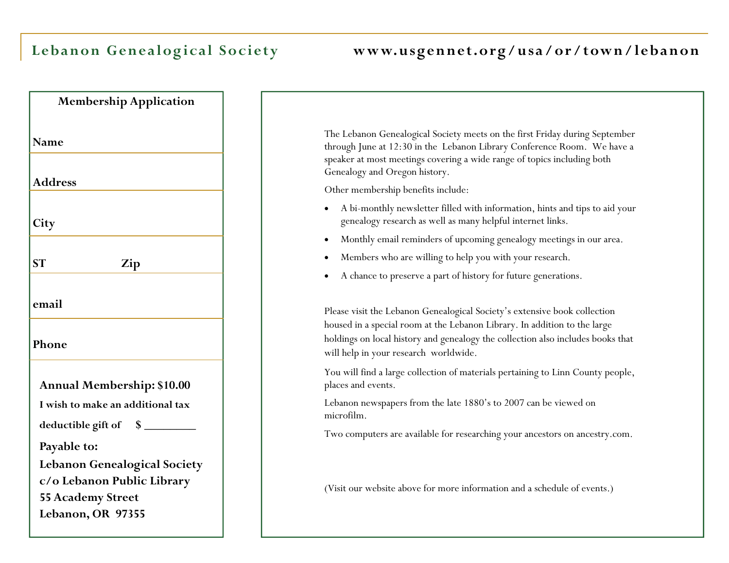**Lebanon Genealogical Society** **www.usgennet.org/usa/or/town/lebanon**

## Membership Application

**Name**

**Address**

**City**

**ST** **Zip**

**email**

**Phone**

**Annual Membership: $10.00**

**I wish to make an additional tax deductible gift of $ ________**

**Payable to:**
**Lebanon Genealogical Society**
**c/o Lebanon Public Library**
**55 Academy Street**
**Lebanon, OR 97355**

The Lebanon Genealogical Society meets on the first Friday during September through June at 12:30 in the Lebanon Library Conference Room. We have a speaker at most meetings covering a wide range of topics including both Genealogy and Oregon history.

Other membership benefits include:

- A bi-monthly newsletter filled with information, hints and tips to aid your genealogy research as well as many helpful internet links.
- Monthly email reminders of upcoming genealogy meetings in our area.
- Members who are willing to help you with your research.
- A chance to preserve a part of history for future generations.

Please visit the Lebanon Genealogical Society's extensive book collection housed in a special room at the Lebanon Library. In addition to the large holdings on local history and genealogy the collection also includes books that will help in your research worldwide.

You will find a large collection of materials pertaining to Linn County people, places and events.

Lebanon newspapers from the late 1880's to 2007 can be viewed on microfilm.

Two computers are available for researching your ancestors on ancestry.com.

(Visit our website above for more information and a schedule of events.)